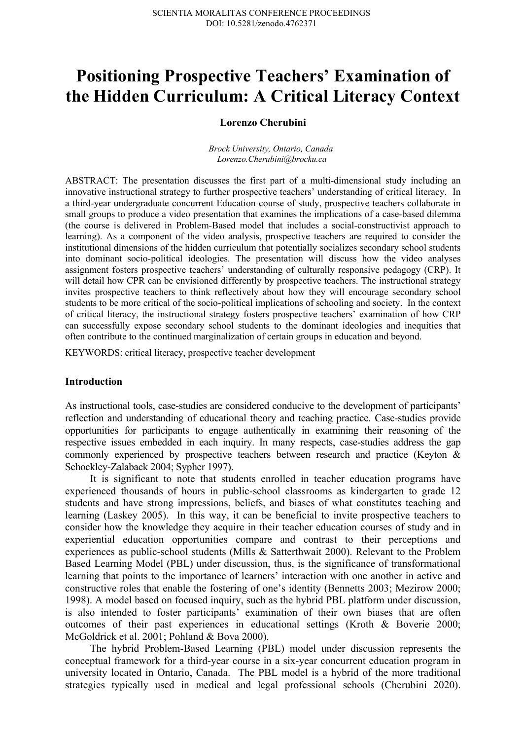# Positioning Prospective Teachers' Examination of the Hidden Curriculum: A Critical Literacy Context

**Lorenzo Cherubini**

*Brock University, Ontario, Canada*
*Lorenzo.Cherubini@brocku.ca*

ABSTRACT: The presentation discusses the first part of a multi-dimensional study including an innovative instructional strategy to further prospective teachers' understanding of critical literacy. In a third-year undergraduate concurrent Education course of study, prospective teachers collaborate in small groups to produce a video presentation that examines the implications of a case-based dilemma (the course is delivered in Problem-Based model that includes a social-constructivist approach to learning). As a component of the video analysis, prospective teachers are required to consider the institutional dimensions of the hidden curriculum that potentially socializes secondary school students into dominant socio-political ideologies. The presentation will discuss how the video analyses assignment fosters prospective teachers' understanding of culturally responsive pedagogy (CRP). It will detail how CPR can be envisioned differently by prospective teachers. The instructional strategy invites prospective teachers to think reflectively about how they will encourage secondary school students to be more critical of the socio-political implications of schooling and society. In the context of critical literacy, the instructional strategy fosters prospective teachers' examination of how CRP can successfully expose secondary school students to the dominant ideologies and inequities that often contribute to the continued marginalization of certain groups in education and beyond.

KEYWORDS: critical literacy, prospective teacher development

## Introduction

As instructional tools, case-studies are considered conducive to the development of participants' reflection and understanding of educational theory and teaching practice. Case-studies provide opportunities for participants to engage authentically in examining their reasoning of the respective issues embedded in each inquiry. In many respects, case-studies address the gap commonly experienced by prospective teachers between research and practice (Keyton & Schockley-Zalaback 2004; Sypher 1997).

It is significant to note that students enrolled in teacher education programs have experienced thousands of hours in public-school classrooms as kindergarten to grade 12 students and have strong impressions, beliefs, and biases of what constitutes teaching and learning (Laskey 2005). In this way, it can be beneficial to invite prospective teachers to consider how the knowledge they acquire in their teacher education courses of study and in experiential education opportunities compare and contrast to their perceptions and experiences as public-school students (Mills & Satterthwait 2000). Relevant to the Problem Based Learning Model (PBL) under discussion, thus, is the significance of transformational learning that points to the importance of learners' interaction with one another in active and constructive roles that enable the fostering of one's identity (Bennetts 2003; Mezirow 2000; 1998). A model based on focused inquiry, such as the hybrid PBL platform under discussion, is also intended to foster participants' examination of their own biases that are often outcomes of their past experiences in educational settings (Kroth & Boverie 2000; McGoldrick et al. 2001; Pohland & Bova 2000).

The hybrid Problem-Based Learning (PBL) model under discussion represents the conceptual framework for a third-year course in a six-year concurrent education program in university located in Ontario, Canada. The PBL model is a hybrid of the more traditional strategies typically used in medical and legal professional schools (Cherubini 2020).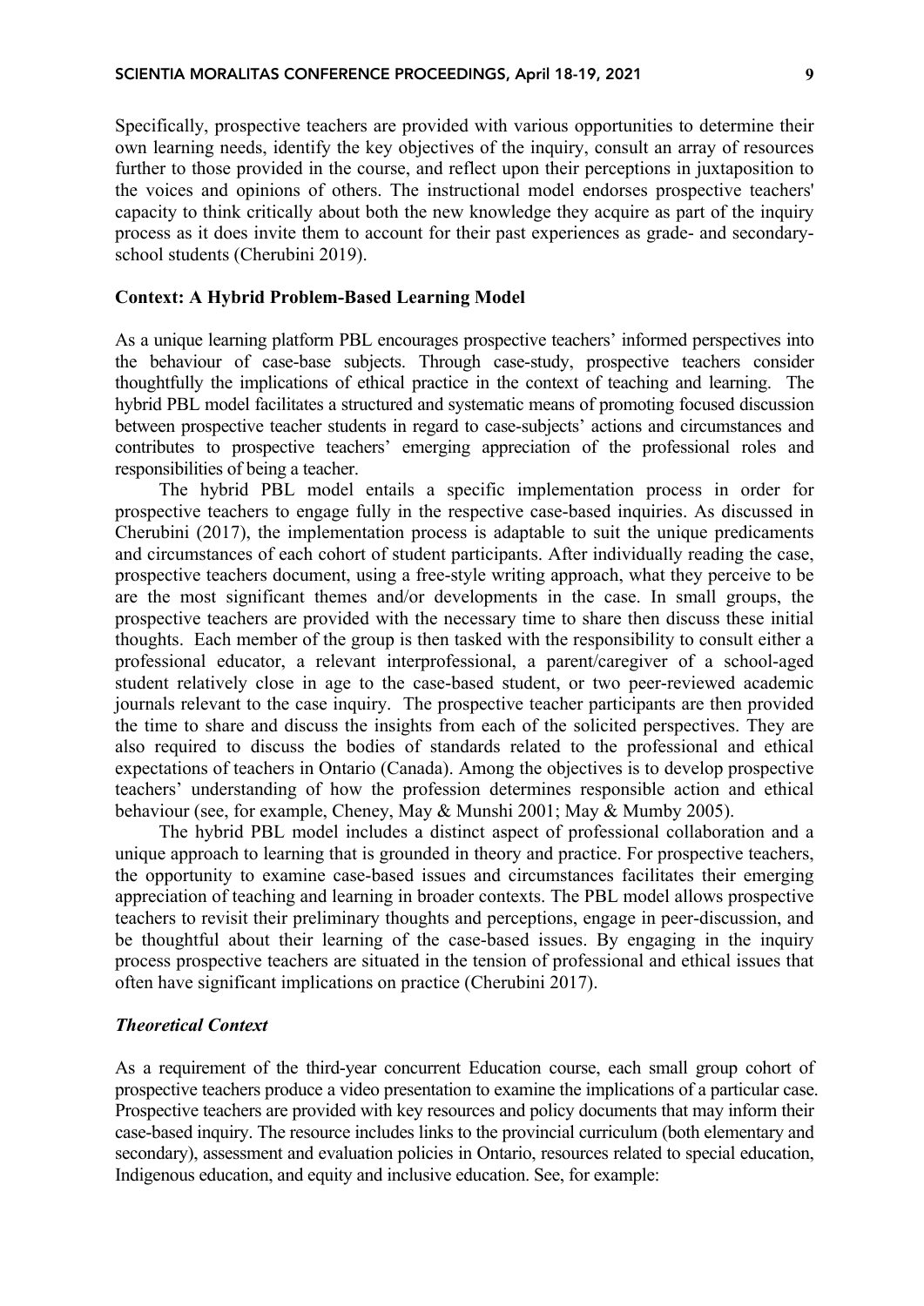Specifically, prospective teachers are provided with various opportunities to determine their own learning needs, identify the key objectives of the inquiry, consult an array of resources further to those provided in the course, and reflect upon their perceptions in juxtaposition to the voices and opinions of others. The instructional model endorses prospective teachers' capacity to think critically about both the new knowledge they acquire as part of the inquiry process as it does invite them to account for their past experiences as grade- and secondary-school students (Cherubini 2019).

## Context: A Hybrid Problem-Based Learning Model

As a unique learning platform PBL encourages prospective teachers' informed perspectives into the behaviour of case-base subjects. Through case-study, prospective teachers consider thoughtfully the implications of ethical practice in the context of teaching and learning. The hybrid PBL model facilitates a structured and systematic means of promoting focused discussion between prospective teacher students in regard to case-subjects' actions and circumstances and contributes to prospective teachers' emerging appreciation of the professional roles and responsibilities of being a teacher.

The hybrid PBL model entails a specific implementation process in order for prospective teachers to engage fully in the respective case-based inquiries. As discussed in Cherubini (2017), the implementation process is adaptable to suit the unique predicaments and circumstances of each cohort of student participants. After individually reading the case, prospective teachers document, using a free-style writing approach, what they perceive to be are the most significant themes and/or developments in the case. In small groups, the prospective teachers are provided with the necessary time to share then discuss these initial thoughts. Each member of the group is then tasked with the responsibility to consult either a professional educator, a relevant interprofessional, a parent/caregiver of a school-aged student relatively close in age to the case-based student, or two peer-reviewed academic journals relevant to the case inquiry. The prospective teacher participants are then provided the time to share and discuss the insights from each of the solicited perspectives. They are also required to discuss the bodies of standards related to the professional and ethical expectations of teachers in Ontario (Canada). Among the objectives is to develop prospective teachers' understanding of how the profession determines responsible action and ethical behaviour (see, for example, Cheney, May & Munshi 2001; May & Mumby 2005).

The hybrid PBL model includes a distinct aspect of professional collaboration and a unique approach to learning that is grounded in theory and practice. For prospective teachers, the opportunity to examine case-based issues and circumstances facilitates their emerging appreciation of teaching and learning in broader contexts. The PBL model allows prospective teachers to revisit their preliminary thoughts and perceptions, engage in peer-discussion, and be thoughtful about their learning of the case-based issues. By engaging in the inquiry process prospective teachers are situated in the tension of professional and ethical issues that often have significant implications on practice (Cherubini 2017).

### *Theoretical Context*

As a requirement of the third-year concurrent Education course, each small group cohort of prospective teachers produce a video presentation to examine the implications of a particular case. Prospective teachers are provided with key resources and policy documents that may inform their case-based inquiry. The resource includes links to the provincial curriculum (both elementary and secondary), assessment and evaluation policies in Ontario, resources related to special education, Indigenous education, and equity and inclusive education. See, for example: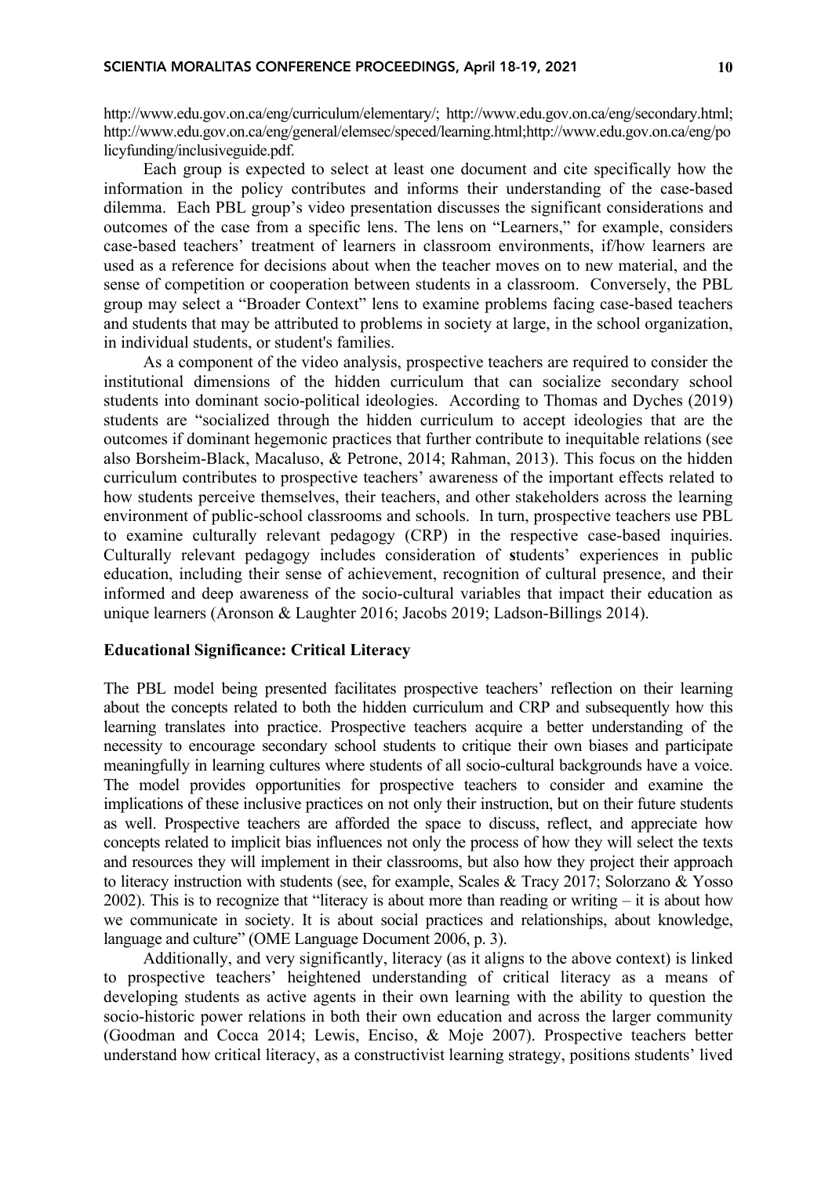http://www.edu.gov.on.ca/eng/curriculum/elementary/; http://www.edu.gov.on.ca/eng/secondary.html; http://www.edu.gov.on.ca/eng/general/elemsec/speced/learning.html;http://www.edu.gov.on.ca/eng/policyfunding/inclusiveguide.pdf.

Each group is expected to select at least one document and cite specifically how the information in the policy contributes and informs their understanding of the case-based dilemma. Each PBL group's video presentation discusses the significant considerations and outcomes of the case from a specific lens. The lens on "Learners," for example, considers case-based teachers' treatment of learners in classroom environments, if/how learners are used as a reference for decisions about when the teacher moves on to new material, and the sense of competition or cooperation between students in a classroom. Conversely, the PBL group may select a "Broader Context" lens to examine problems facing case-based teachers and students that may be attributed to problems in society at large, in the school organization, in individual students, or student's families.

As a component of the video analysis, prospective teachers are required to consider the institutional dimensions of the hidden curriculum that can socialize secondary school students into dominant socio-political ideologies. According to Thomas and Dyches (2019) students are "socialized through the hidden curriculum to accept ideologies that are the outcomes if dominant hegemonic practices that further contribute to inequitable relations (see also Borsheim-Black, Macaluso, & Petrone, 2014; Rahman, 2013). This focus on the hidden curriculum contributes to prospective teachers' awareness of the important effects related to how students perceive themselves, their teachers, and other stakeholders across the learning environment of public-school classrooms and schools. In turn, prospective teachers use PBL to examine culturally relevant pedagogy (CRP) in the respective case-based inquiries. Culturally relevant pedagogy includes consideration of **s**tudents' experiences in public education, including their sense of achievement, recognition of cultural presence, and their informed and deep awareness of the socio-cultural variables that impact their education as unique learners (Aronson & Laughter 2016; Jacobs 2019; Ladson-Billings 2014).

## Educational Significance: Critical Literacy

The PBL model being presented facilitates prospective teachers' reflection on their learning about the concepts related to both the hidden curriculum and CRP and subsequently how this learning translates into practice. Prospective teachers acquire a better understanding of the necessity to encourage secondary school students to critique their own biases and participate meaningfully in learning cultures where students of all socio-cultural backgrounds have a voice. The model provides opportunities for prospective teachers to consider and examine the implications of these inclusive practices on not only their instruction, but on their future students as well. Prospective teachers are afforded the space to discuss, reflect, and appreciate how concepts related to implicit bias influences not only the process of how they will select the texts and resources they will implement in their classrooms, but also how they project their approach to literacy instruction with students (see, for example, Scales & Tracy 2017; Solorzano & Yosso 2002). This is to recognize that "literacy is about more than reading or writing – it is about how we communicate in society. It is about social practices and relationships, about knowledge, language and culture" (OME Language Document 2006, p. 3).

Additionally, and very significantly, literacy (as it aligns to the above context) is linked to prospective teachers' heightened understanding of critical literacy as a means of developing students as active agents in their own learning with the ability to question the socio-historic power relations in both their own education and across the larger community (Goodman and Cocca 2014; Lewis, Enciso, & Moje 2007). Prospective teachers better understand how critical literacy, as a constructivist learning strategy, positions students' lived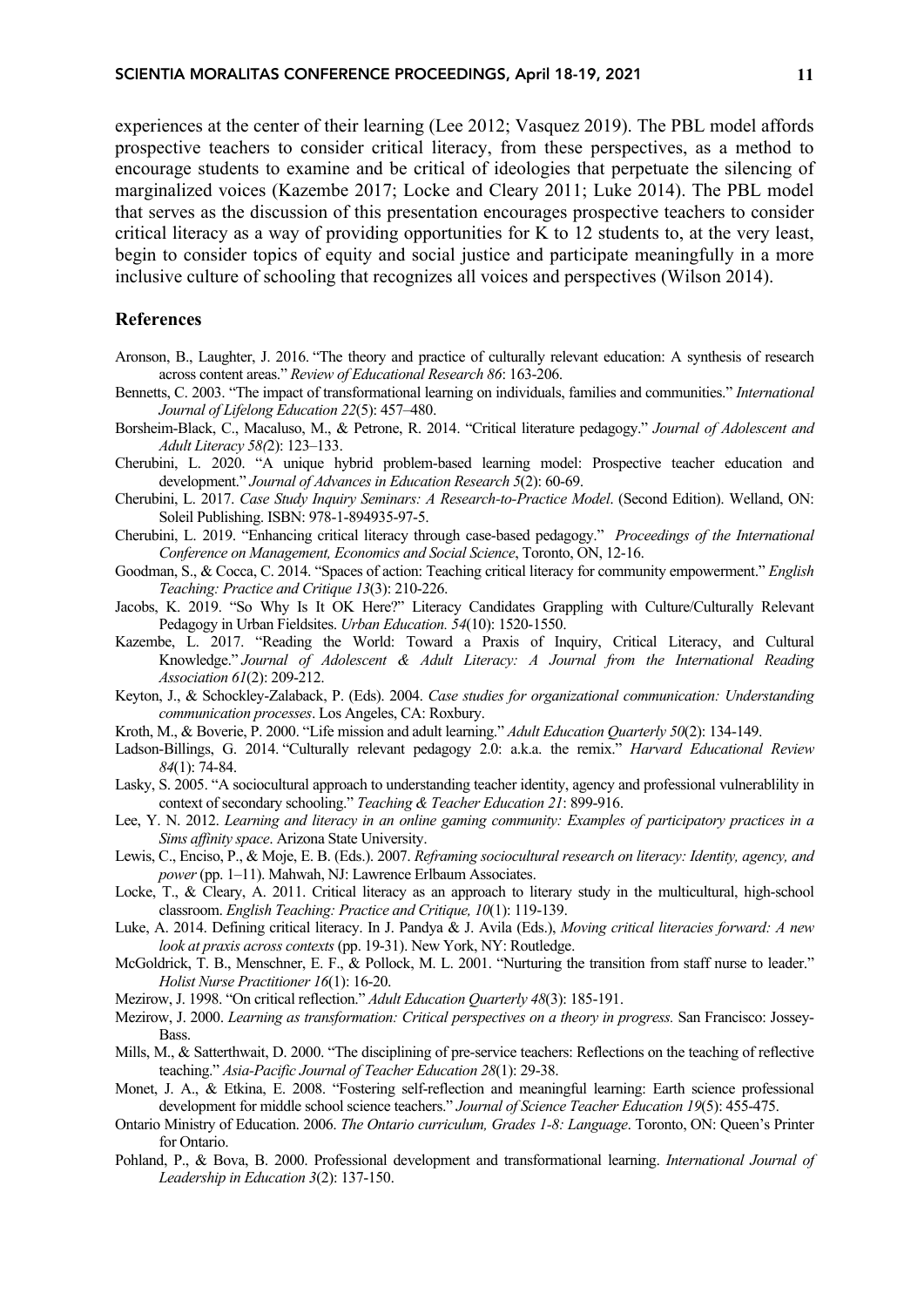experiences at the center of their learning (Lee 2012; Vasquez 2019). The PBL model affords prospective teachers to consider critical literacy, from these perspectives, as a method to encourage students to examine and be critical of ideologies that perpetuate the silencing of marginalized voices (Kazembe 2017; Locke and Cleary 2011; Luke 2014). The PBL model that serves as the discussion of this presentation encourages prospective teachers to consider critical literacy as a way of providing opportunities for K to 12 students to, at the very least, begin to consider topics of equity and social justice and participate meaningfully in a more inclusive culture of schooling that recognizes all voices and perspectives (Wilson 2014).

## References

Aronson, B., Laughter, J. 2016. "The theory and practice of culturally relevant education: A synthesis of research across content areas." *Review of Educational Research 86*: 163-206.

Bennetts, C. 2003. "The impact of transformational learning on individuals, families and communities." *International Journal of Lifelong Education 22*(5): 457–480.

Borsheim-Black, C., Macaluso, M., & Petrone, R. 2014. "Critical literature pedagogy." *Journal of Adolescent and Adult Literacy 58(*2): 123–133.

Cherubini, L. 2020. "A unique hybrid problem-based learning model: Prospective teacher education and development." *Journal of Advances in Education Research 5*(2): 60-69.

Cherubini, L. 2017. *Case Study Inquiry Seminars: A Research-to-Practice Model*. (Second Edition). Welland, ON: Soleil Publishing. ISBN: 978-1-894935-97-5.

Cherubini, L. 2019. "Enhancing critical literacy through case-based pedagogy." *Proceedings of the International Conference on Management, Economics and Social Science*, Toronto, ON, 12-16.

Goodman, S., & Cocca, C. 2014. "Spaces of action: Teaching critical literacy for community empowerment." *English Teaching: Practice and Critique 13*(3): 210-226.

Jacobs, K. 2019. "So Why Is It OK Here?" Literacy Candidates Grappling with Culture/Culturally Relevant Pedagogy in Urban Fieldsites. *Urban Education. 54*(10): 1520-1550.

Kazembe, L. 2017. "Reading the World: Toward a Praxis of Inquiry, Critical Literacy, and Cultural Knowledge." *Journal of Adolescent & Adult Literacy: A Journal from the International Reading Association 61*(2): 209-212.

Keyton, J., & Schockley-Zalaback, P. (Eds). 2004. *Case studies for organizational communication: Understanding communication processes*. Los Angeles, CA: Roxbury.

Kroth, M., & Boverie, P. 2000. "Life mission and adult learning." *Adult Education Quarterly 50*(2): 134-149.

Ladson-Billings, G. 2014. "Culturally relevant pedagogy 2.0: a.k.a. the remix." *Harvard Educational Review 84*(1): 74-84.

Lasky, S. 2005. "A sociocultural approach to understanding teacher identity, agency and professional vulnerablility in context of secondary schooling." *Teaching & Teacher Education 21*: 899-916.

Lee, Y. N. 2012. *Learning and literacy in an online gaming community: Examples of participatory practices in a Sims affinity space*. Arizona State University.

Lewis, C., Enciso, P., & Moje, E. B. (Eds.). 2007. *Reframing sociocultural research on literacy: Identity, agency, and power* (pp. 1–11). Mahwah, NJ: Lawrence Erlbaum Associates.

Locke, T., & Cleary, A. 2011. Critical literacy as an approach to literary study in the multicultural, high-school classroom. *English Teaching: Practice and Critique, 10*(1): 119-139.

Luke, A. 2014. Defining critical literacy. In J. Pandya & J. Avila (Eds.), *Moving critical literacies forward: A new look at praxis across contexts* (pp. 19-31). New York, NY: Routledge.

McGoldrick, T. B., Menschner, E. F., & Pollock, M. L. 2001. "Nurturing the transition from staff nurse to leader." *Holist Nurse Practitioner 16*(1): 16-20.

Mezirow, J. 1998. "On critical reflection." *Adult Education Quarterly 48*(3): 185-191.

Mezirow, J. 2000. *Learning as transformation: Critical perspectives on a theory in progress.* San Francisco: Jossey-Bass.

Mills, M., & Satterthwait, D. 2000. "The disciplining of pre-service teachers: Reflections on the teaching of reflective teaching." *Asia-Pacific Journal of Teacher Education 28*(1): 29-38.

Monet, J. A., & Etkina, E. 2008. "Fostering self-reflection and meaningful learning: Earth science professional development for middle school science teachers." *Journal of Science Teacher Education 19*(5): 455-475.

Ontario Ministry of Education. 2006. *The Ontario curriculum, Grades 1-8: Language*. Toronto, ON: Queen's Printer for Ontario.

Pohland, P., & Bova, B. 2000. Professional development and transformational learning. *International Journal of Leadership in Education 3*(2): 137-150.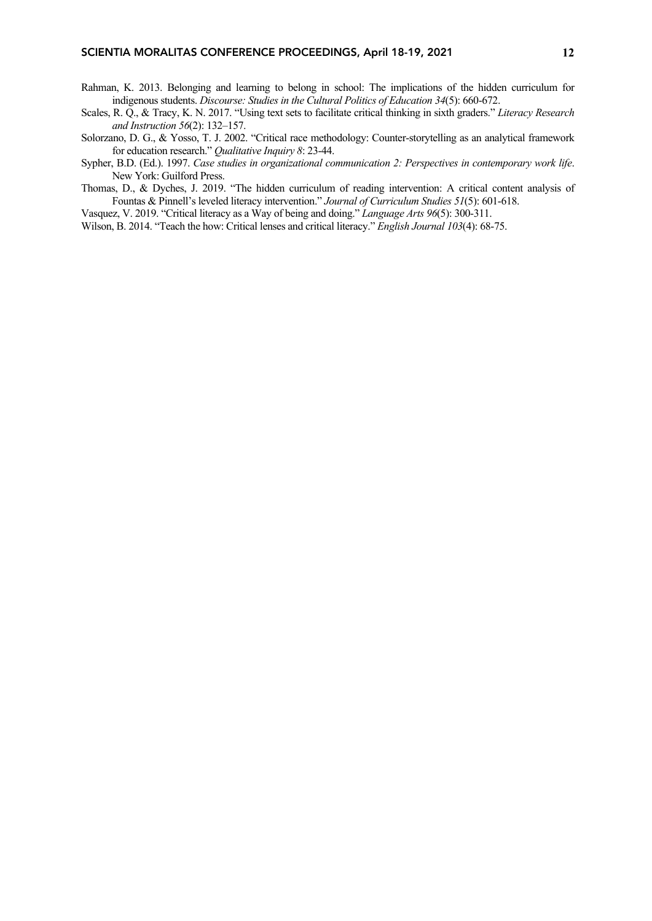Rahman, K. 2013. Belonging and learning to belong in school: The implications of the hidden curriculum for indigenous students. *Discourse: Studies in the Cultural Politics of Education 34*(5): 660-672.

Scales, R. Q., & Tracy, K. N. 2017. "Using text sets to facilitate critical thinking in sixth graders." *Literacy Research and Instruction 56*(2): 132–157.

Solorzano, D. G., & Yosso, T. J. 2002. "Critical race methodology: Counter-storytelling as an analytical framework for education research." *Qualitative Inquiry 8*: 23-44.

Sypher, B.D. (Ed.). 1997. *Case studies in organizational communication 2: Perspectives in contemporary work life*. New York: Guilford Press.

Thomas, D., & Dyches, J. 2019. "The hidden curriculum of reading intervention: A critical content analysis of Fountas & Pinnell's leveled literacy intervention." *Journal of Curriculum Studies 51*(5): 601-618.

Vasquez, V. 2019. "Critical literacy as a Way of being and doing." *Language Arts 96*(5): 300-311.

Wilson, B. 2014. "Teach the how: Critical lenses and critical literacy." *English Journal 103*(4): 68-75.